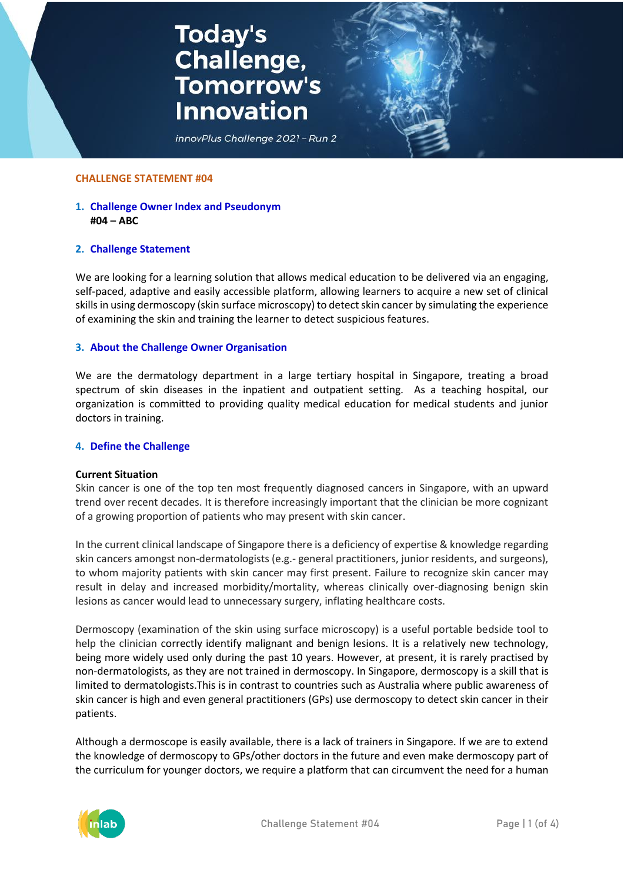# Today's Challenge, Tomorrow's Innovation

*innovPlus Challenge 2021 – Run 2*

**CHALLENGE STATEMENT #04**

## 1. Challenge Owner Index and Pseudonym

**#04 – ABC**

## 2. Challenge Statement

We are looking for a learning solution that allows medical education to be delivered via an engaging, self-paced, adaptive and easily accessible platform, allowing learners to acquire a new set of clinical skills in using dermoscopy (skin surface microscopy) to detect skin cancer by simulating the experience of examining the skin and training the learner to detect suspicious features.

## 3. About the Challenge Owner Organisation

We are the dermatology department in a large tertiary hospital in Singapore, treating a broad spectrum of skin diseases in the inpatient and outpatient setting. As a teaching hospital, our organization is committed to providing quality medical education for medical students and junior doctors in training.

## 4. Define the Challenge

**Current Situation**

Skin cancer is one of the top ten most frequently diagnosed cancers in Singapore, with an upward trend over recent decades. It is therefore increasingly important that the clinician be more cognizant of a growing proportion of patients who may present with skin cancer.

In the current clinical landscape of Singapore there is a deficiency of expertise & knowledge regarding skin cancers amongst non-dermatologists (e.g.- general practitioners, junior residents, and surgeons), to whom majority patients with skin cancer may first present. Failure to recognize skin cancer may result in delay and increased morbidity/mortality, whereas clinically over-diagnosing benign skin lesions as cancer would lead to unnecessary surgery, inflating healthcare costs.

Dermoscopy (examination of the skin using surface microscopy) is a useful portable bedside tool to help the clinician correctly identify malignant and benign lesions. It is a relatively new technology, being more widely used only during the past 10 years. However, at present, it is rarely practised by non-dermatologists, as they are not trained in dermoscopy. In Singapore, dermoscopy is a skill that is limited to dermatologists.This is in contrast to countries such as Australia where public awareness of skin cancer is high and even general practitioners (GPs) use dermoscopy to detect skin cancer in their patients.

Although a dermoscope is easily available, there is a lack of trainers in Singapore. If we are to extend the knowledge of dermoscopy to GPs/other doctors in the future and even make dermoscopy part of the curriculum for younger doctors, we require a platform that can circumvent the need for a human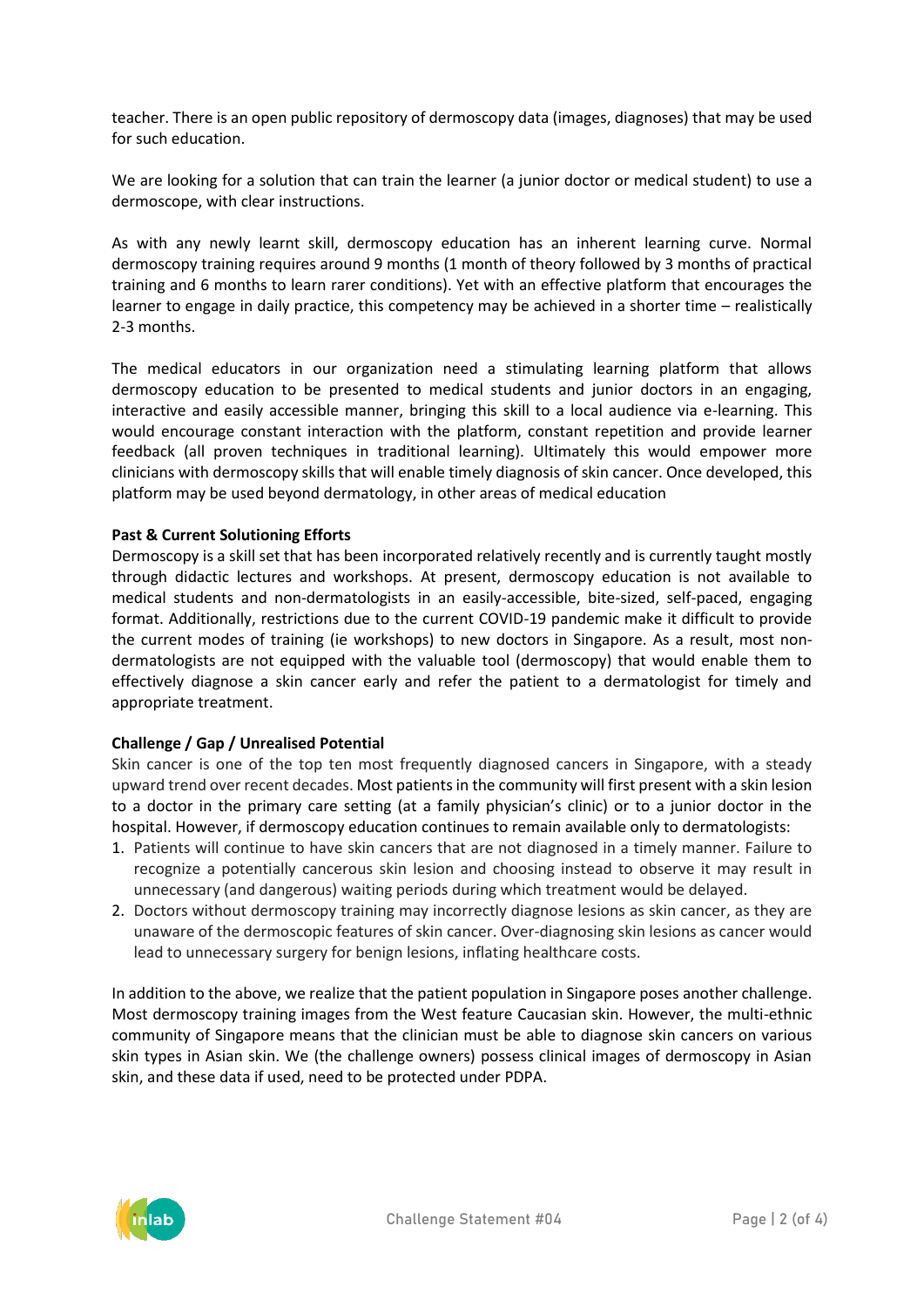teacher. There is an open public repository of dermoscopy data (images, diagnoses) that may be used for such education.

We are looking for a solution that can train the learner (a junior doctor or medical student) to use a dermoscope, with clear instructions.

As with any newly learnt skill, dermoscopy education has an inherent learning curve. Normal dermoscopy training requires around 9 months (1 month of theory followed by 3 months of practical training and 6 months to learn rarer conditions). Yet with an effective platform that encourages the learner to engage in daily practice, this competency may be achieved in a shorter time – realistically 2-3 months.

The medical educators in our organization need a stimulating learning platform that allows dermoscopy education to be presented to medical students and junior doctors in an engaging, interactive and easily accessible manner, bringing this skill to a local audience via e-learning. This would encourage constant interaction with the platform, constant repetition and provide learner feedback (all proven techniques in traditional learning). Ultimately this would empower more clinicians with dermoscopy skills that will enable timely diagnosis of skin cancer. Once developed, this platform may be used beyond dermatology, in other areas of medical education

**Past & Current Solutioning Efforts**

Dermoscopy is a skill set that has been incorporated relatively recently and is currently taught mostly through didactic lectures and workshops. At present, dermoscopy education is not available to medical students and non-dermatologists in an easily-accessible, bite-sized, self-paced, engaging format. Additionally, restrictions due to the current COVID-19 pandemic make it difficult to provide the current modes of training (ie workshops) to new doctors in Singapore. As a result, most non-dermatologists are not equipped with the valuable tool (dermoscopy) that would enable them to effectively diagnose a skin cancer early and refer the patient to a dermatologist for timely and appropriate treatment.

**Challenge / Gap / Unrealised Potential**

Skin cancer is one of the top ten most frequently diagnosed cancers in Singapore, with a steady upward trend over recent decades. Most patients in the community will first present with a skin lesion to a doctor in the primary care setting (at a family physician's clinic) or to a junior doctor in the hospital. However, if dermoscopy education continues to remain available only to dermatologists:

1. Patients will continue to have skin cancers that are not diagnosed in a timely manner. Failure to recognize a potentially cancerous skin lesion and choosing instead to observe it may result in unnecessary (and dangerous) waiting periods during which treatment would be delayed.
2. Doctors without dermoscopy training may incorrectly diagnose lesions as skin cancer, as they are unaware of the dermoscopic features of skin cancer. Over-diagnosing skin lesions as cancer would lead to unnecessary surgery for benign lesions, inflating healthcare costs.

In addition to the above, we realize that the patient population in Singapore poses another challenge. Most dermoscopy training images from the West feature Caucasian skin. However, the multi-ethnic community of Singapore means that the clinician must be able to diagnose skin cancers on various skin types in Asian skin. We (the challenge owners) possess clinical images of dermoscopy in Asian skin, and these data if used, need to be protected under PDPA.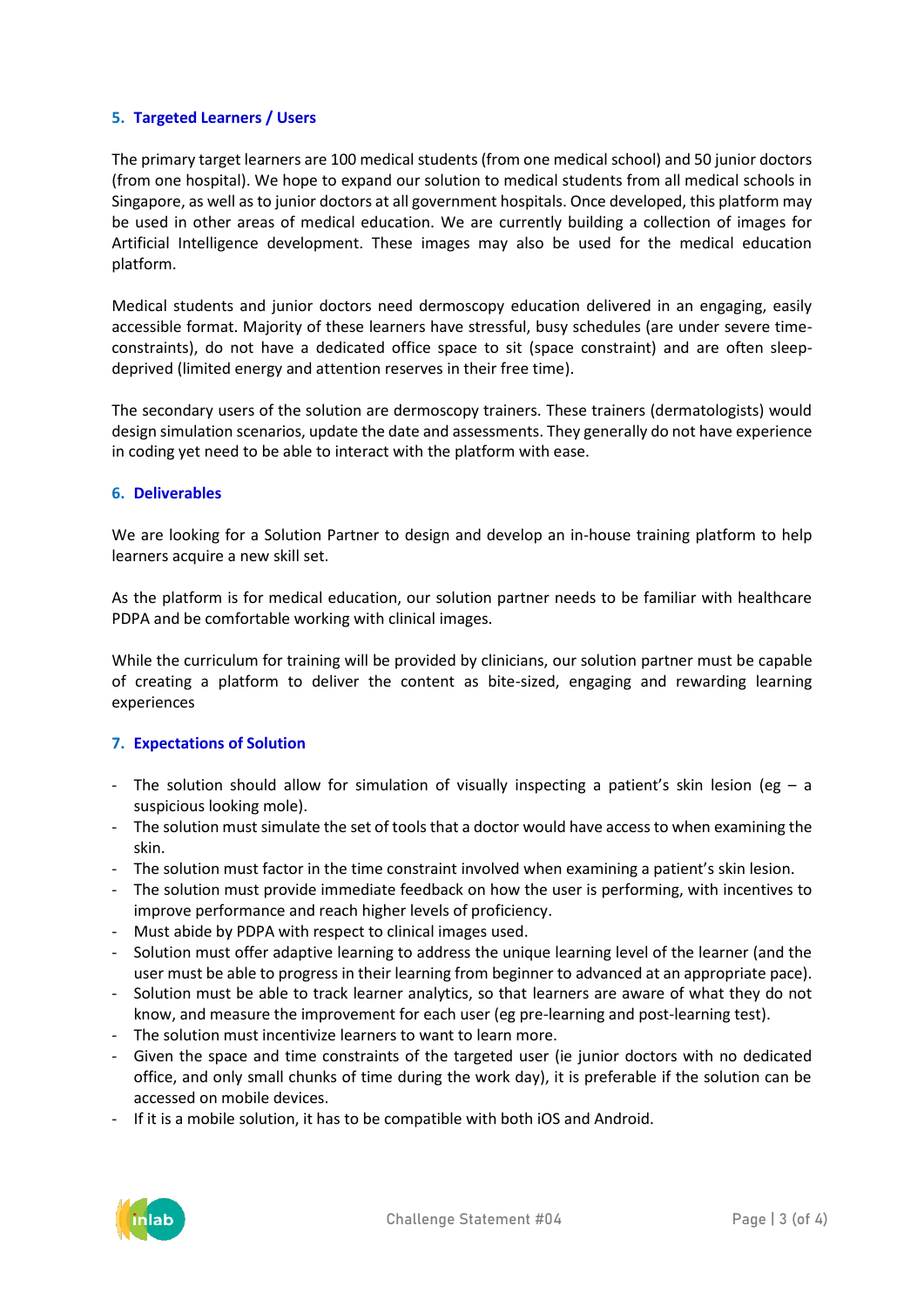## 5. Targeted Learners / Users

The primary target learners are 100 medical students (from one medical school) and 50 junior doctors (from one hospital). We hope to expand our solution to medical students from all medical schools in Singapore, as well as to junior doctors at all government hospitals. Once developed, this platform may be used in other areas of medical education. We are currently building a collection of images for Artificial Intelligence development. These images may also be used for the medical education platform.

Medical students and junior doctors need dermoscopy education delivered in an engaging, easily accessible format. Majority of these learners have stressful, busy schedules (are under severe time-constraints), do not have a dedicated office space to sit (space constraint) and are often sleep-deprived (limited energy and attention reserves in their free time).

The secondary users of the solution are dermoscopy trainers. These trainers (dermatologists) would design simulation scenarios, update the date and assessments. They generally do not have experience in coding yet need to be able to interact with the platform with ease.

## 6. Deliverables

We are looking for a Solution Partner to design and develop an in-house training platform to help learners acquire a new skill set.

As the platform is for medical education, our solution partner needs to be familiar with healthcare PDPA and be comfortable working with clinical images.

While the curriculum for training will be provided by clinicians, our solution partner must be capable of creating a platform to deliver the content as bite-sized, engaging and rewarding learning experiences

## 7. Expectations of Solution

- The solution should allow for simulation of visually inspecting a patient's skin lesion (eg – a suspicious looking mole).
- The solution must simulate the set of tools that a doctor would have access to when examining the skin.
- The solution must factor in the time constraint involved when examining a patient's skin lesion.
- The solution must provide immediate feedback on how the user is performing, with incentives to improve performance and reach higher levels of proficiency.
- Must abide by PDPA with respect to clinical images used.
- Solution must offer adaptive learning to address the unique learning level of the learner (and the user must be able to progress in their learning from beginner to advanced at an appropriate pace).
- Solution must be able to track learner analytics, so that learners are aware of what they do not know, and measure the improvement for each user (eg pre-learning and post-learning test).
- The solution must incentivize learners to want to learn more.
- Given the space and time constraints of the targeted user (ie junior doctors with no dedicated office, and only small chunks of time during the work day), it is preferable if the solution can be accessed on mobile devices.
- If it is a mobile solution, it has to be compatible with both iOS and Android.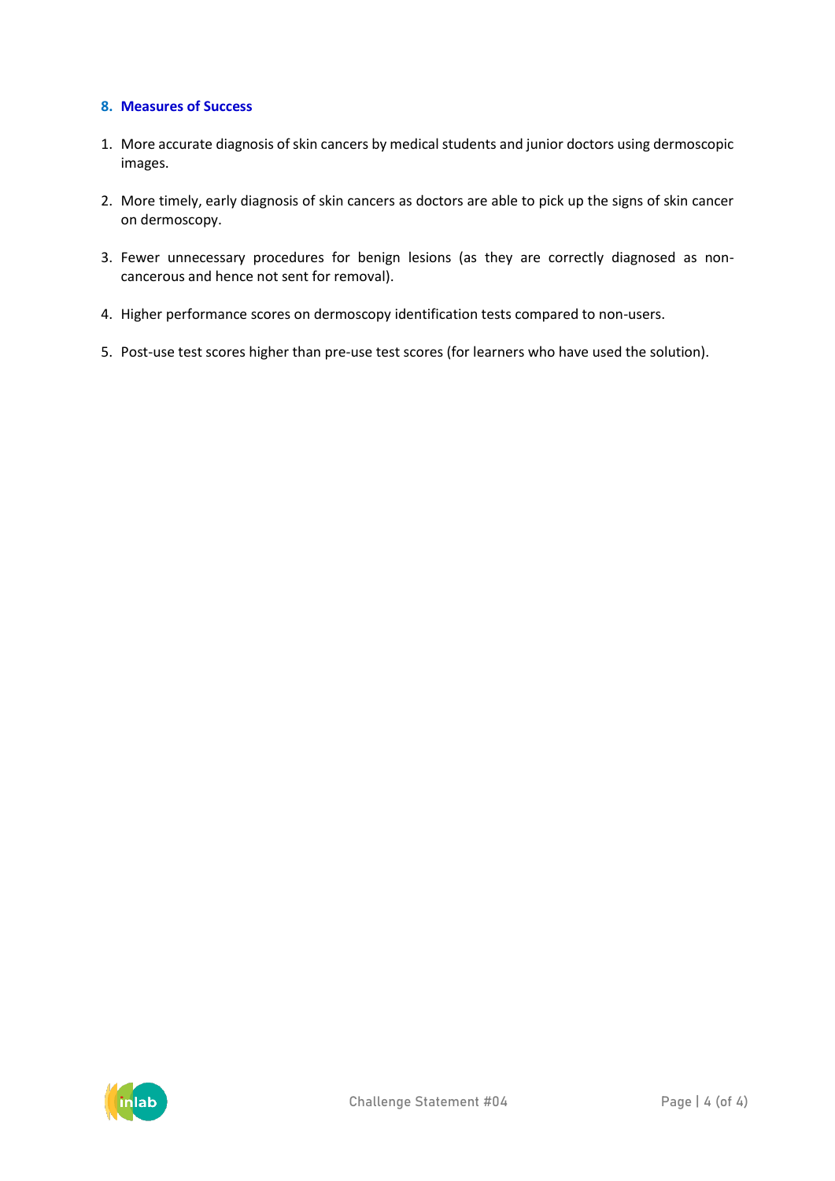## 8. Measures of Success

1. More accurate diagnosis of skin cancers by medical students and junior doctors using dermoscopic images.

2. More timely, early diagnosis of skin cancers as doctors are able to pick up the signs of skin cancer on dermoscopy.

3. Fewer unnecessary procedures for benign lesions (as they are correctly diagnosed as non-cancerous and hence not sent for removal).

4. Higher performance scores on dermoscopy identification tests compared to non-users.

5. Post-use test scores higher than pre-use test scores (for learners who have used the solution).